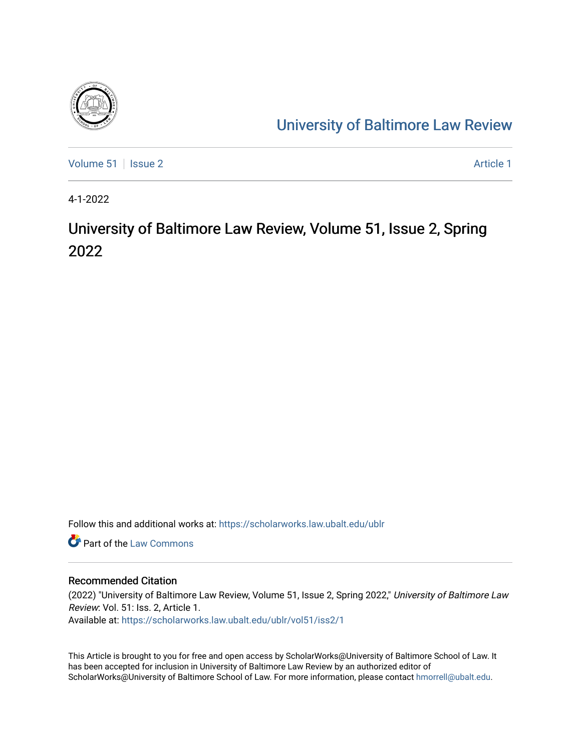# University of Baltimore Law Review

Volume 51 | Issue 2 | Article 1

4-1-2022

# University of Baltimore Law Review, Volume 51, Issue 2, Spring 2022

Follow this and additional works at: https://scholarworks.law.ubalt.edu/ublr

Part of the Law Commons

## Recommended Citation

(2022) "University of Baltimore Law Review, Volume 51, Issue 2, Spring 2022," *University of Baltimore Law Review*: Vol. 51: Iss. 2, Article 1.
Available at: https://scholarworks.law.ubalt.edu/ublr/vol51/iss2/1

This Article is brought to you for free and open access by ScholarWorks@University of Baltimore School of Law. It has been accepted for inclusion in University of Baltimore Law Review by an authorized editor of ScholarWorks@University of Baltimore School of Law. For more information, please contact hmorrell@ubalt.edu.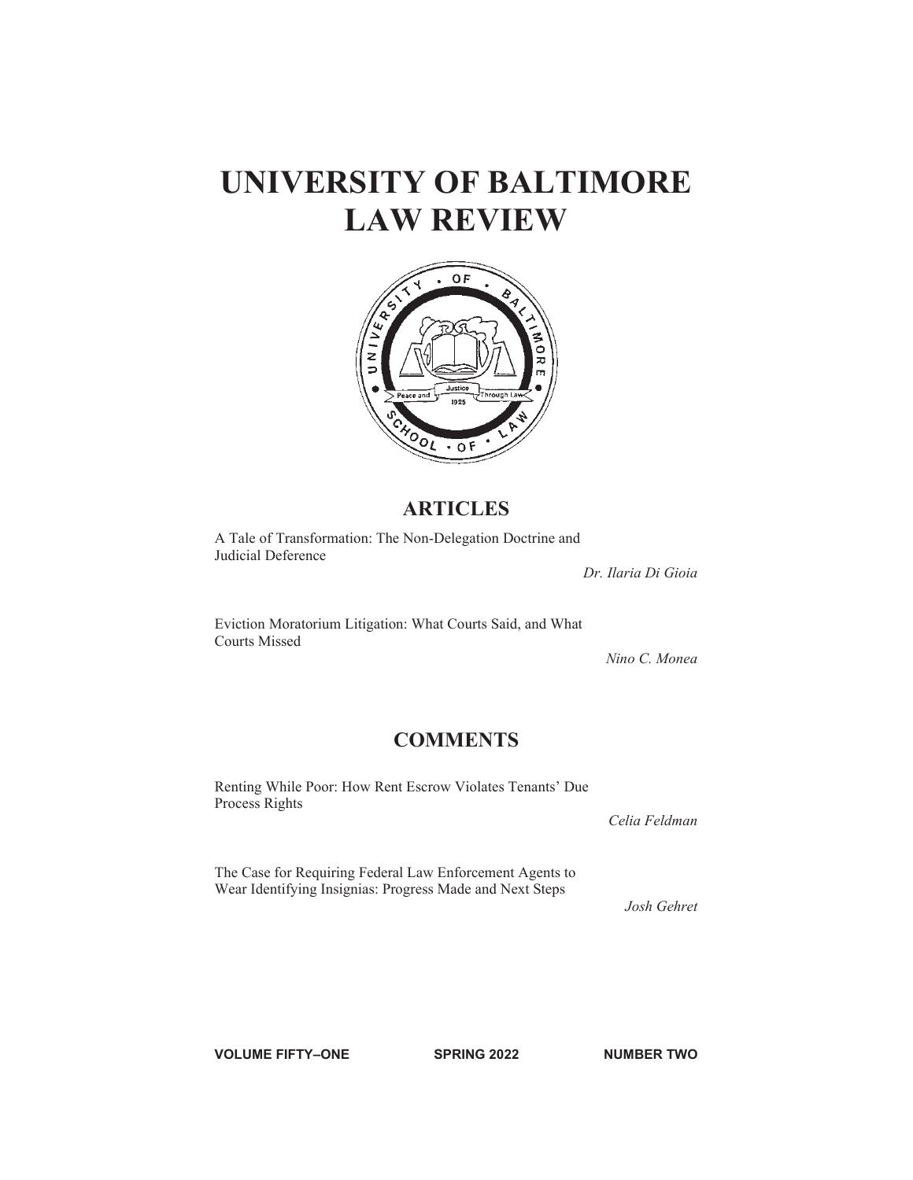# UNIVERSITY OF BALTIMORE LAW REVIEW

## ARTICLES

A Tale of Transformation: The Non-Delegation Doctrine and Judicial Deference

*Dr. Ilaria Di Gioia*

Eviction Moratorium Litigation: What Courts Said, and What Courts Missed

*Nino C. Monea*

## COMMENTS

Renting While Poor: How Rent Escrow Violates Tenants' Due Process Rights

*Celia Feldman*

The Case for Requiring Federal Law Enforcement Agents to Wear Identifying Insignias: Progress Made and Next Steps

*Josh Gehret*

**VOLUME FIFTY–ONE** **SPRING 2022** **NUMBER TWO**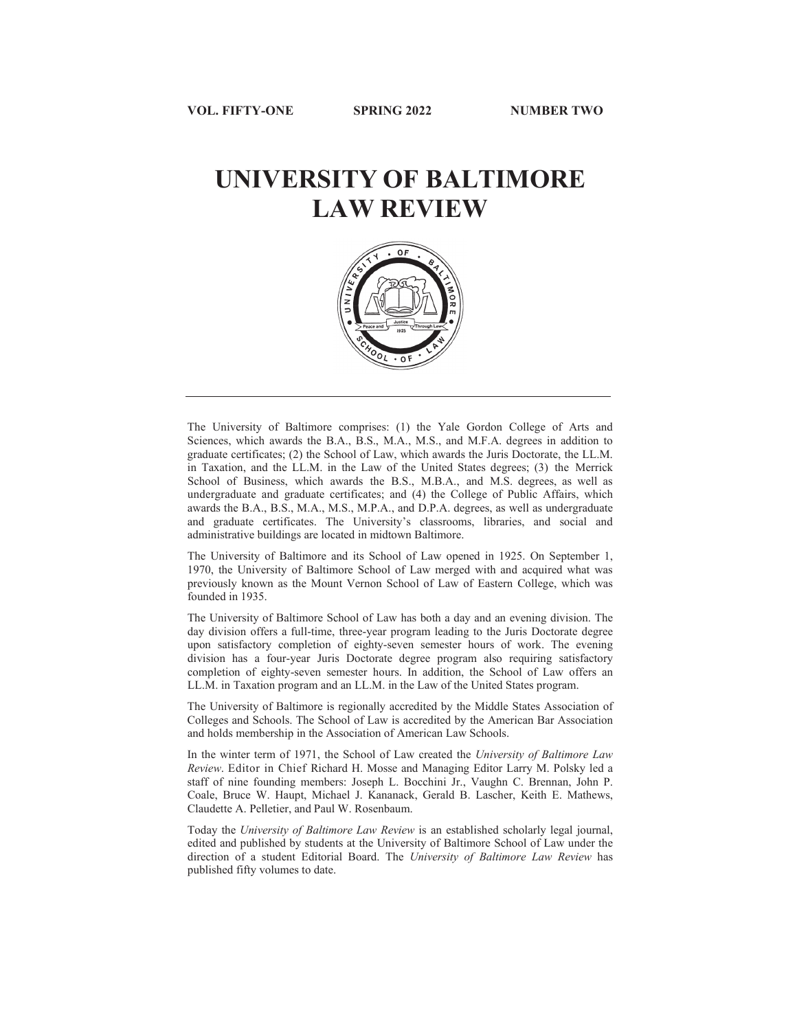VOL. FIFTY-ONE SPRING 2022 NUMBER TWO

# UNIVERSITY OF BALTIMORE LAW REVIEW

The University of Baltimore comprises: (1) the Yale Gordon College of Arts and Sciences, which awards the B.A., B.S., M.A., M.S., and M.F.A. degrees in addition to graduate certificates; (2) the School of Law, which awards the Juris Doctorate, the LL.M. in Taxation, and the LL.M. in the Law of the United States degrees; (3) the Merrick School of Business, which awards the B.S., M.B.A., and M.S. degrees, as well as undergraduate and graduate certificates; and (4) the College of Public Affairs, which awards the B.A., B.S., M.A., M.S., M.P.A., and D.P.A. degrees, as well as undergraduate and graduate certificates. The University's classrooms, libraries, and social and administrative buildings are located in midtown Baltimore.

The University of Baltimore and its School of Law opened in 1925. On September 1, 1970, the University of Baltimore School of Law merged with and acquired what was previously known as the Mount Vernon School of Law of Eastern College, which was founded in 1935.

The University of Baltimore School of Law has both a day and an evening division. The day division offers a full-time, three-year program leading to the Juris Doctorate degree upon satisfactory completion of eighty-seven semester hours of work. The evening division has a four-year Juris Doctorate degree program also requiring satisfactory completion of eighty-seven semester hours. In addition, the School of Law offers an LL.M. in Taxation program and an LL.M. in the Law of the United States program.

The University of Baltimore is regionally accredited by the Middle States Association of Colleges and Schools. The School of Law is accredited by the American Bar Association and holds membership in the Association of American Law Schools.

In the winter term of 1971, the School of Law created the *University of Baltimore Law Review*. Editor in Chief Richard H. Mosse and Managing Editor Larry M. Polsky led a staff of nine founding members: Joseph L. Bocchini Jr., Vaughn C. Brennan, John P. Coale, Bruce W. Haupt, Michael J. Kananack, Gerald B. Lascher, Keith E. Mathews, Claudette A. Pelletier, and Paul W. Rosenbaum.

Today the *University of Baltimore Law Review* is an established scholarly legal journal, edited and published by students at the University of Baltimore School of Law under the direction of a student Editorial Board. The *University of Baltimore Law Review* has published fifty volumes to date.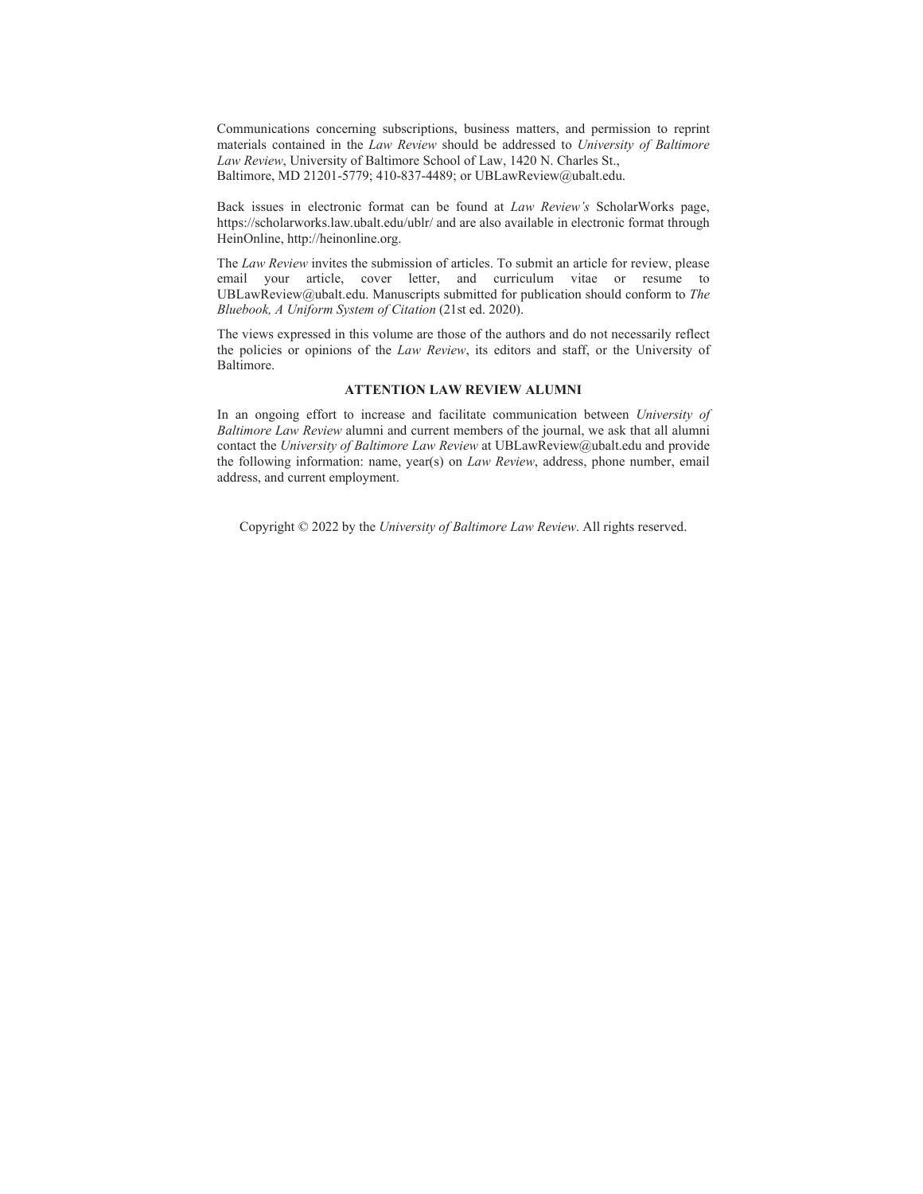Communications concerning subscriptions, business matters, and permission to reprint materials contained in the *Law Review* should be addressed to *University of Baltimore Law Review*, University of Baltimore School of Law, 1420 N. Charles St., Baltimore, MD 21201-5779; 410-837-4489; or UBLawReview@ubalt.edu.

Back issues in electronic format can be found at *Law Review's* ScholarWorks page, https://scholarworks.law.ubalt.edu/ublr/ and are also available in electronic format through HeinOnline, http://heinonline.org.

The *Law Review* invites the submission of articles. To submit an article for review, please email your article, cover letter, and curriculum vitae or resume to UBLawReview@ubalt.edu. Manuscripts submitted for publication should conform to *The Bluebook, A Uniform System of Citation* (21st ed. 2020).

The views expressed in this volume are those of the authors and do not necessarily reflect the policies or opinions of the *Law Review*, its editors and staff, or the University of Baltimore.

**ATTENTION LAW REVIEW ALUMNI**

In an ongoing effort to increase and facilitate communication between *University of Baltimore Law Review* alumni and current members of the journal, we ask that all alumni contact the *University of Baltimore Law Review* at UBLawReview@ubalt.edu and provide the following information: name, year(s) on *Law Review*, address, phone number, email address, and current employment.

Copyright © 2022 by the *University of Baltimore Law Review*. All rights reserved.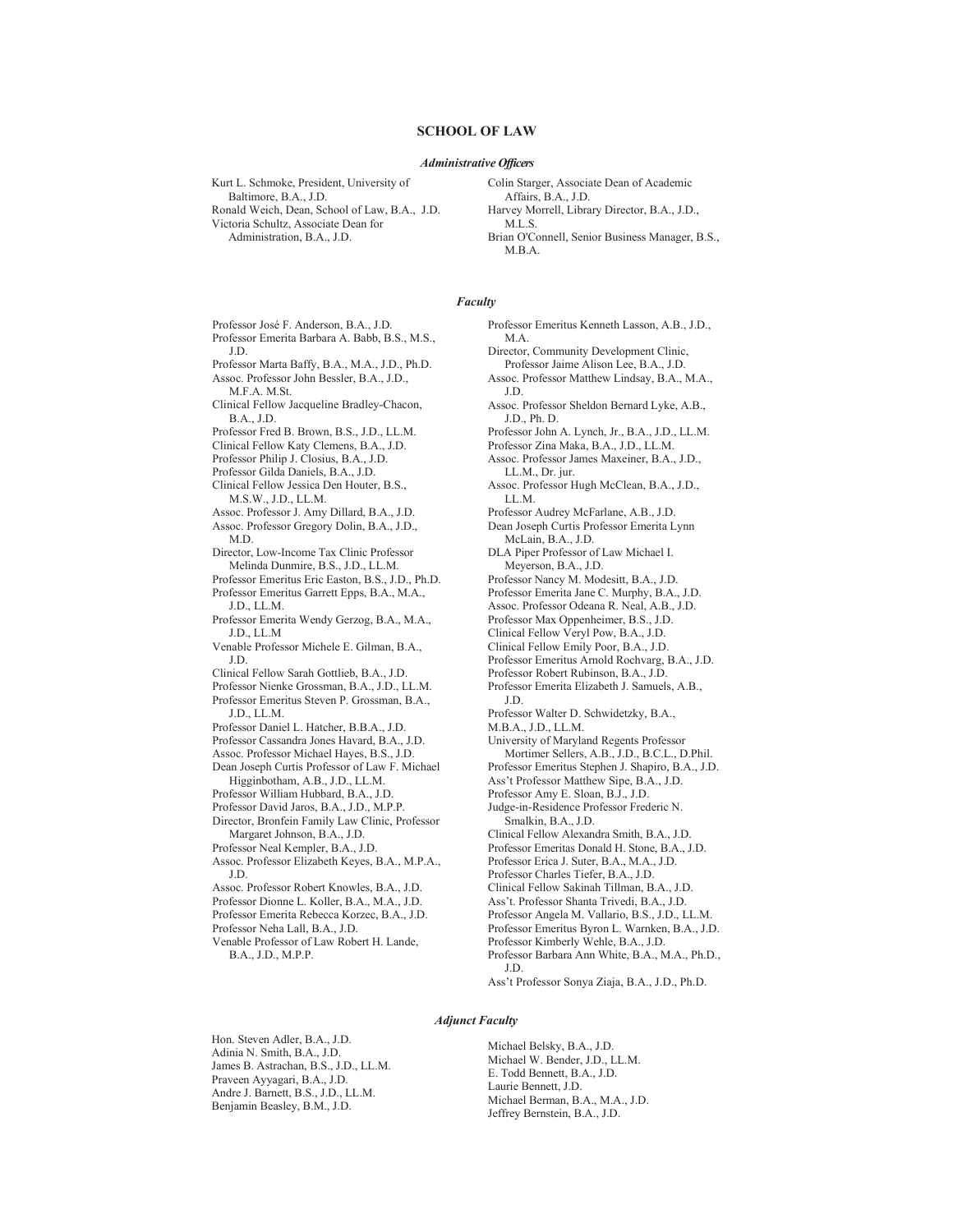## SCHOOL OF LAW

### *Administrative Officers*

Kurt L. Schmoke, President, University of Baltimore, B.A., J.D.
Ronald Weich, Dean, School of Law, B.A., J.D.
Victoria Schultz, Associate Dean for Administration, B.A., J.D.
Colin Starger, Associate Dean of Academic Affairs, B.A., J.D.
Harvey Morrell, Library Director, B.A., J.D., M.L.S.
Brian O'Connell, Senior Business Manager, B.S., M.B.A.

### *Faculty*

Professor José F. Anderson, B.A., J.D.
Professor Emerita Barbara A. Babb, B.S., M.S., J.D.
Professor Marta Baffy, B.A., M.A., J.D., Ph.D.
Assoc. Professor John Bessler, B.A., J.D., M.F.A. M.St.
Clinical Fellow Jacqueline Bradley-Chacon, B.A., J.D.
Professor Fred B. Brown, B.S., J.D., LL.M.
Clinical Fellow Katy Clemens, B.A., J.D.
Professor Philip J. Closius, B.A., J.D.
Professor Gilda Daniels, B.A., J.D.
Clinical Fellow Jessica Den Houter, B.S., M.S.W., J.D., LL.M.
Assoc. Professor J. Amy Dillard, B.A., J.D.
Assoc. Professor Gregory Dolin, B.A., J.D., M.D.
Director, Low-Income Tax Clinic Professor Melinda Dunmire, B.S., J.D., LL.M.
Professor Emeritus Eric Easton, B.S., J.D., Ph.D.
Professor Emeritus Garrett Epps, B.A., M.A., J.D., LL.M.
Professor Emerita Wendy Gerzog, B.A., M.A., J.D., LL.M
Venable Professor Michele E. Gilman, B.A., J.D.
Clinical Fellow Sarah Gottlieb, B.A., J.D.
Professor Nienke Grossman, B.A., J.D., LL.M.
Professor Emeritus Steven P. Grossman, B.A., J.D., LL.M.
Professor Daniel L. Hatcher, B.B.A., J.D.
Professor Cassandra Jones Havard, B.A., J.D.
Assoc. Professor Michael Hayes, B.S., J.D.
Dean Joseph Curtis Professor of Law F. Michael Higginbotham, A.B., J.D., LL.M.
Professor William Hubbard, B.A., J.D.
Professor David Jaros, B.A., J.D., M.P.P.
Director, Bronfein Family Law Clinic, Professor Margaret Johnson, B.A., J.D.
Professor Neal Kempler, B.A., J.D.
Assoc. Professor Elizabeth Keyes, B.A., M.P.A., J.D.
Assoc. Professor Robert Knowles, B.A., J.D.
Professor Dionne L. Koller, B.A., M.A., J.D.
Professor Emerita Rebecca Korzec, B.A., J.D.
Professor Neha Lall, B.A., J.D.
Venable Professor of Law Robert H. Lande, B.A., J.D., M.P.P.
Professor Emeritus Kenneth Lasson, A.B., J.D., M.A.
Director, Community Development Clinic, Professor Jaime Alison Lee, B.A., J.D.
Assoc. Professor Matthew Lindsay, B.A., M.A., J.D.
Assoc. Professor Sheldon Bernard Lyke, A.B., J.D., Ph. D.
Professor John A. Lynch, Jr., B.A., J.D., LL.M.
Professor Zina Maka, B.A., J.D., LL.M.
Assoc. Professor James Maxeiner, B.A., J.D., LL.M., Dr. jur.
Assoc. Professor Hugh McClean, B.A., J.D., LL.M.
Professor Audrey McFarlane, A.B., J.D.
Dean Joseph Curtis Professor Emerita Lynn McLain, B.A., J.D.
DLA Piper Professor of Law Michael I. Meyerson, B.A., J.D.
Professor Nancy M. Modesitt, B.A., J.D.
Professor Emerita Jane C. Murphy, B.A., J.D.
Assoc. Professor Odeana R. Neal, A.B., J.D.
Professor Max Oppenheimer, B.S., J.D.
Clinical Fellow Veryl Pow, B.A., J.D.
Clinical Fellow Emily Poor, B.A., J.D.
Professor Emeritus Arnold Rochvarg, B.A., J.D.
Professor Robert Rubinson, B.A., J.D.
Professor Emerita Elizabeth J. Samuels, A.B., J.D.
Professor Walter D. Schwidetzky, B.A., M.B.A., J.D., LL.M.
University of Maryland Regents Professor Mortimer Sellers, A.B., J.D., B.C.L., D.Phil.
Professor Emeritus Stephen J. Shapiro, B.A., J.D.
Ass't Professor Matthew Sipe, B.A., J.D.
Professor Amy E. Sloan, B.J., J.D.
Judge-in-Residence Professor Frederic N. Smalkin, B.A., J.D.
Clinical Fellow Alexandra Smith, B.A., J.D.
Professor Emeritas Donald H. Stone, B.A., J.D.
Professor Erica J. Suter, B.A., M.A., J.D.
Professor Charles Tiefer, B.A., J.D.
Clinical Fellow Sakinah Tillman, B.A., J.D.
Ass't. Professor Shanta Trivedi, B.A., J.D.
Professor Angela M. Vallario, B.S., J.D., LL.M.
Professor Emeritus Byron L. Warnken, B.A., J.D.
Professor Kimberly Wehle, B.A., J.D.
Professor Barbara Ann White, B.A., M.A., Ph.D., J.D.
Ass't Professor Sonya Ziaja, B.A., J.D., Ph.D.

### *Adjunct Faculty*

Hon. Steven Adler, B.A., J.D.
Adinia N. Smith, B.A., J.D.
James B. Astrachan, B.S., J.D., LL.M.
Praveen Ayyagari, B.A., J.D.
Andre J. Barnett, B.S., J.D., LL.M.
Benjamin Beasley, B.M., J.D.
Michael Belsky, B.A., J.D.
Michael W. Bender, J.D., LL.M.
E. Todd Bennett, B.A., J.D.
Laurie Bennett, J.D.
Michael Berman, B.A., M.A., J.D.
Jeffrey Bernstein, B.A., J.D.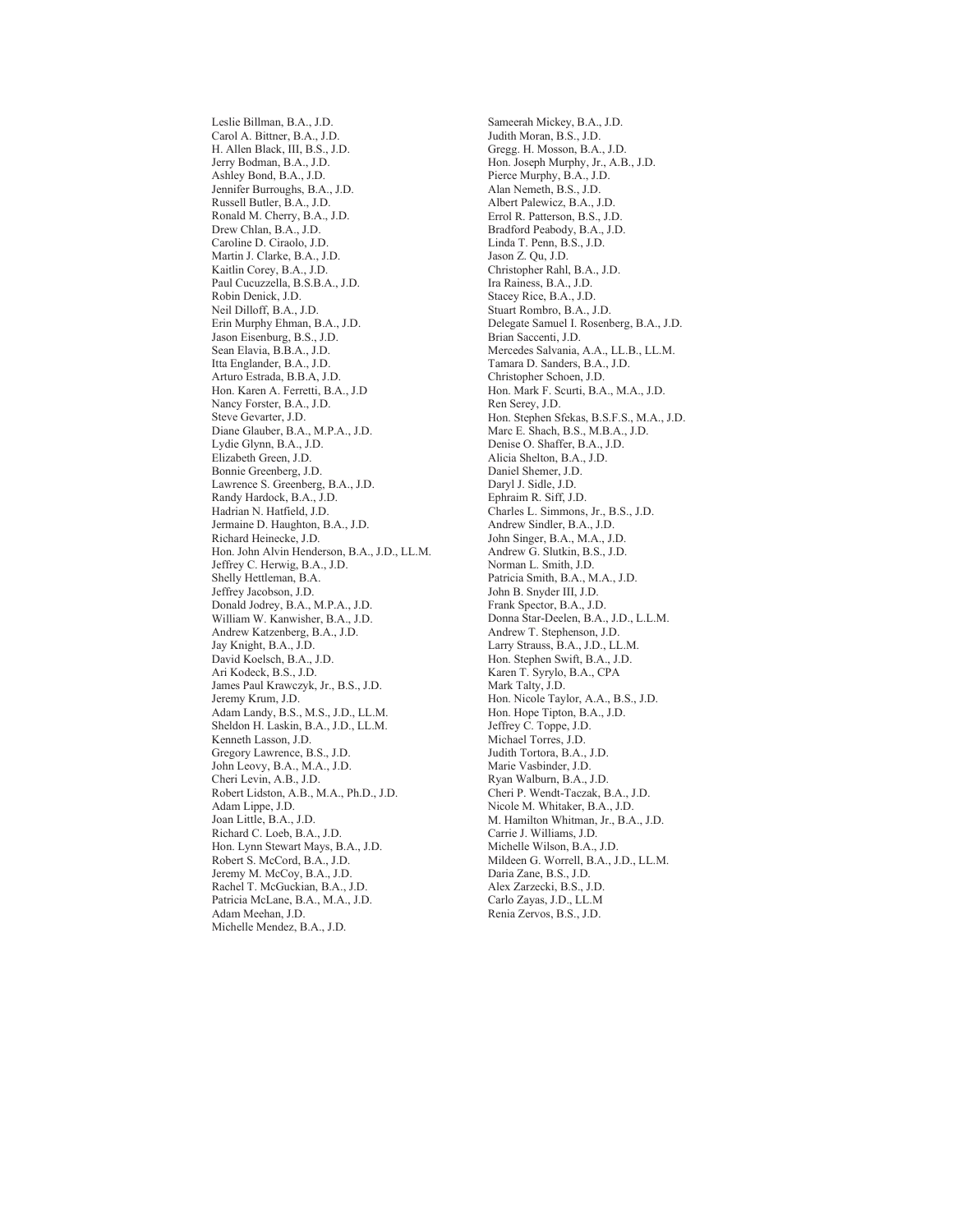Leslie Billman, B.A., J.D.
Carol A. Bittner, B.A., J.D.
H. Allen Black, III, B.S., J.D.
Jerry Bodman, B.A., J.D.
Ashley Bond, B.A., J.D.
Jennifer Burroughs, B.A., J.D.
Russell Butler, B.A., J.D.
Ronald M. Cherry, B.A., J.D.
Drew Chlan, B.A., J.D.
Caroline D. Ciraolo, J.D.
Martin J. Clarke, B.A., J.D.
Kaitlin Corey, B.A., J.D.
Paul Cucuzzella, B.S.B.A., J.D.
Robin Denick, J.D.
Neil Dilloff, B.A., J.D.
Erin Murphy Ehman, B.A., J.D.
Jason Eisenburg, B.S., J.D.
Sean Elavia, B.B.A., J.D.
Itta Englander, B.A., J.D.
Arturo Estrada, B.B.A, J.D.
Hon. Karen A. Ferretti, B.A., J.D
Nancy Forster, B.A., J.D.
Steve Gevarter, J.D.
Diane Glauber, B.A., M.P.A., J.D.
Lydie Glynn, B.A., J.D.
Elizabeth Green, J.D.
Bonnie Greenberg, J.D.
Lawrence S. Greenberg, B.A., J.D.
Randy Hardock, B.A., J.D.
Hadrian N. Hatfield, J.D.
Jermaine D. Haughton, B.A., J.D.
Richard Heinecke, J.D.
Hon. John Alvin Henderson, B.A., J.D., LL.M.
Jeffrey C. Herwig, B.A., J.D.
Shelly Hettleman, B.A.
Jeffrey Jacobson, J.D.
Donald Jodrey, B.A., M.P.A., J.D.
William W. Kanwisher, B.A., J.D.
Andrew Katzenberg, B.A., J.D.
Jay Knight, B.A., J.D.
David Koelsch, B.A., J.D.
Ari Kodeck, B.S., J.D.
James Paul Krawczyk, Jr., B.S., J.D.
Jeremy Krum, J.D.
Adam Landy, B.S., M.S., J.D., LL.M.
Sheldon H. Laskin, B.A., J.D., LL.M.
Kenneth Lasson, J.D.
Gregory Lawrence, B.S., J.D.
John Leovy, B.A., M.A., J.D.
Cheri Levin, A.B., J.D.
Robert Lidston, A.B., M.A., Ph.D., J.D.
Adam Lippe, J.D.
Joan Little, B.A., J.D.
Richard C. Loeb, B.A., J.D.
Hon. Lynn Stewart Mays, B.A., J.D.
Robert S. McCord, B.A., J.D.
Jeremy M. McCoy, B.A., J.D.
Rachel T. McGuckian, B.A., J.D.
Patricia McLane, B.A., M.A., J.D.
Adam Meehan, J.D.
Michelle Mendez, B.A., J.D.
Sameerah Mickey, B.A., J.D.
Judith Moran, B.S., J.D.
Gregg. H. Mosson, B.A., J.D.
Hon. Joseph Murphy, Jr., A.B., J.D.
Pierce Murphy, B.A., J.D.
Alan Nemeth, B.S., J.D.
Albert Palewicz, B.A., J.D.
Errol R. Patterson, B.S., J.D.
Bradford Peabody, B.A., J.D.
Linda T. Penn, B.S., J.D.
Jason Z. Qu, J.D.
Christopher Rahl, B.A., J.D.
Ira Rainess, B.A., J.D.
Stacey Rice, B.A., J.D.
Stuart Rombro, B.A., J.D.
Delegate Samuel I. Rosenberg, B.A., J.D.
Brian Saccenti, J.D.
Mercedes Salvania, A.A., LL.B., LL.M.
Tamara D. Sanders, B.A., J.D.
Christopher Schoen, J.D.
Hon. Mark F. Scurti, B.A., M.A., J.D.
Ren Serey, J.D.
Hon. Stephen Sfekas, B.S.F.S., M.A., J.D.
Marc E. Shach, B.S., M.B.A., J.D.
Denise O. Shaffer, B.A., J.D.
Alicia Shelton, B.A., J.D.
Daniel Shemer, J.D.
Daryl J. Sidle, J.D.
Ephraim R. Siff, J.D.
Charles L. Simmons, Jr., B.S., J.D.
Andrew Sindler, B.A., J.D.
John Singer, B.A., M.A., J.D.
Andrew G. Slutkin, B.S., J.D.
Norman L. Smith, J.D.
Patricia Smith, B.A., M.A., J.D.
John B. Snyder III, J.D.
Frank Spector, B.A., J.D.
Donna Star-Deelen, B.A., J.D., L.L.M.
Andrew T. Stephenson, J.D.
Larry Strauss, B.A., J.D., LL.M.
Hon. Stephen Swift, B.A., J.D.
Karen T. Syrylo, B.A., CPA
Mark Talty, J.D.
Hon. Nicole Taylor, A.A., B.S., J.D.
Hon. Hope Tipton, B.A., J.D.
Jeffrey C. Toppe, J.D.
Michael Torres, J.D.
Judith Tortora, B.A., J.D.
Marie Vasbinder, J.D.
Ryan Walburn, B.A., J.D.
Cheri P. Wendt-Taczak, B.A., J.D.
Nicole M. Whitaker, B.A., J.D.
M. Hamilton Whitman, Jr., B.A., J.D.
Carrie J. Williams, J.D.
Michelle Wilson, B.A., J.D.
Mildeen G. Worrell, B.A., J.D., LL.M.
Daria Zane, B.S., J.D.
Alex Zarzecki, B.S., J.D.
Carlo Zayas, J.D., LL.M
Renia Zervos, B.S., J.D.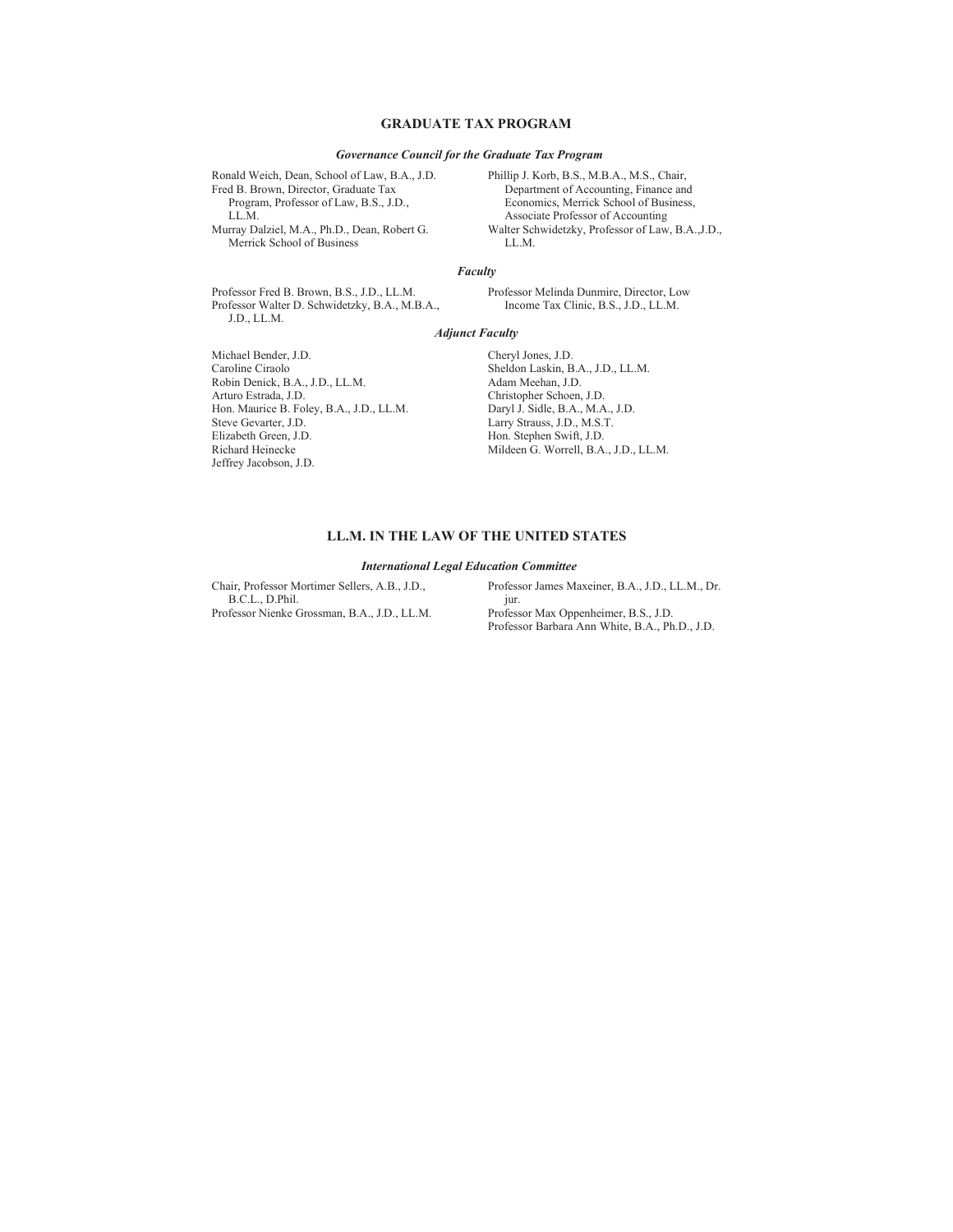## GRADUATE TAX PROGRAM

### *Governance Council for the Graduate Tax Program*

Ronald Weich, Dean, School of Law, B.A., J.D.
Fred B. Brown, Director, Graduate Tax Program, Professor of Law, B.S., J.D., LL.M.
Murray Dalziel, M.A., Ph.D., Dean, Robert G. Merrick School of Business
Phillip J. Korb, B.S., M.B.A., M.S., Chair, Department of Accounting, Finance and Economics, Merrick School of Business, Associate Professor of Accounting
Walter Schwidetzky, Professor of Law, B.A.,J.D., LL.M.

### *Faculty*

Professor Fred B. Brown, B.S., J.D., LL.M.
Professor Walter D. Schwidetzky, B.A., M.B.A., J.D., LL.M.
Professor Melinda Dunmire, Director, Low Income Tax Clinic, B.S., J.D., LL.M.

### *Adjunct Faculty*

Michael Bender, J.D.
Caroline Ciraolo
Robin Denick, B.A., J.D., LL.M.
Arturo Estrada, J.D.
Hon. Maurice B. Foley, B.A., J.D., LL.M.
Steve Gevarter, J.D.
Elizabeth Green, J.D.
Richard Heinecke
Jeffrey Jacobson, J.D.
Cheryl Jones, J.D.
Sheldon Laskin, B.A., J.D., LL.M.
Adam Meehan, J.D.
Christopher Schoen, J.D.
Daryl J. Sidle, B.A., M.A., J.D.
Larry Strauss, J.D., M.S.T.
Hon. Stephen Swift, J.D.
Mildeen G. Worrell, B.A., J.D., LL.M.

## LL.M. IN THE LAW OF THE UNITED STATES

### *International Legal Education Committee*

Chair, Professor Mortimer Sellers, A.B., J.D., B.C.L., D.Phil.
Professor Nienke Grossman, B.A., J.D., LL.M.
Professor James Maxeiner, B.A., J.D., LL.M., Dr. jur.
Professor Max Oppenheimer, B.S., J.D.
Professor Barbara Ann White, B.A., Ph.D., J.D.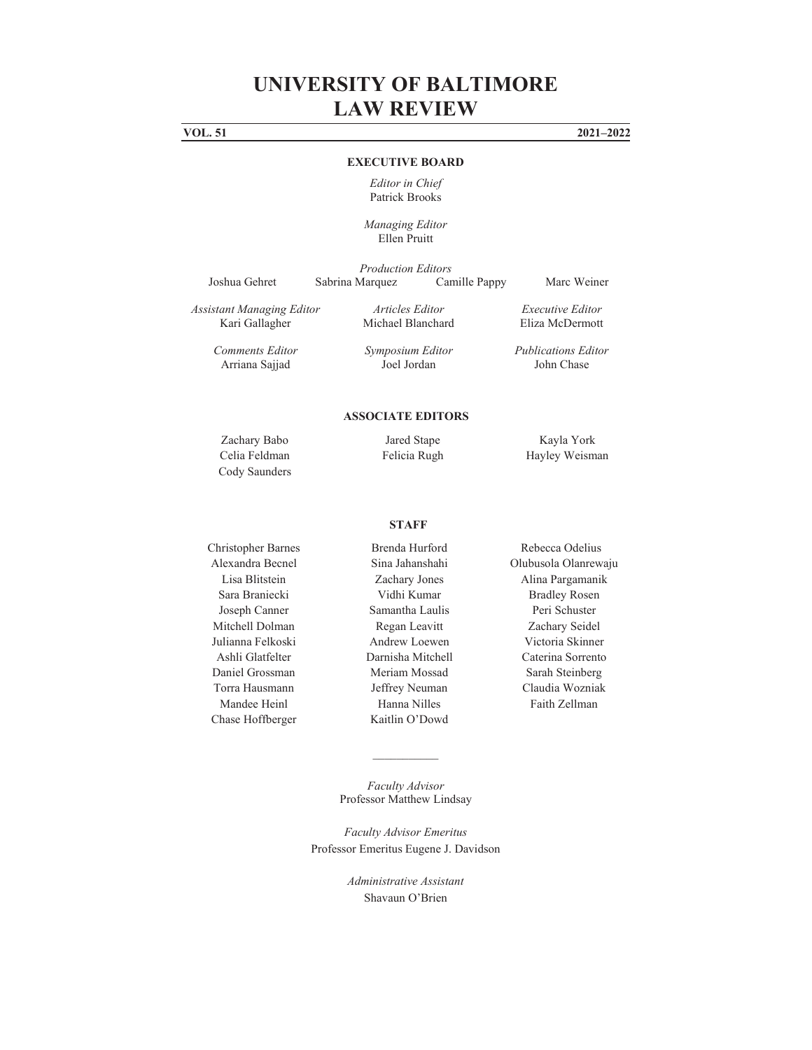# UNIVERSITY OF BALTIMORE LAW REVIEW

**VOL. 51** **2021–2022**

## EXECUTIVE BOARD

*Editor in Chief*
Patrick Brooks

*Managing Editor*
Ellen Pruitt

*Production Editors*
Joshua Gehret Sabrina Marquez Camille Pappy Marc Weiner

*Assistant Managing Editor*
Kari Gallagher

*Articles Editor*
Michael Blanchard

*Executive Editor*
Eliza McDermott

*Comments Editor*
Arriana Sajjad

*Symposium Editor*
Joel Jordan

*Publications Editor*
John Chase

## ASSOCIATE EDITORS

Zachary Babo
Celia Feldman
Cody Saunders
Jared Stape
Felicia Rugh
Kayla York
Hayley Weisman

## STAFF

Christopher Barnes
Alexandra Becnel
Lisa Blitstein
Sara Braniecki
Joseph Canner
Mitchell Dolman
Julianna Felkoski
Ashli Glatfelter
Daniel Grossman
Torra Hausmann
Mandee Heinl
Chase Hoffberger
Brenda Hurford
Sina Jahanshahi
Zachary Jones
Vidhi Kumar
Samantha Laulis
Regan Leavitt
Andrew Loewen
Darnisha Mitchell
Meriam Mossad
Jeffrey Neuman
Hanna Nilles
Kaitlin O'Dowd
Rebecca Odelius
Olubusola Olanrewaju
Alina Pargamanik
Bradley Rosen
Peri Schuster
Zachary Seidel
Victoria Skinner
Caterina Sorrento
Sarah Steinberg
Claudia Wozniak
Faith Zellman

---

*Faculty Advisor*
Professor Matthew Lindsay

*Faculty Advisor Emeritus*
Professor Emeritus Eugene J. Davidson

*Administrative Assistant*
Shavaun O'Brien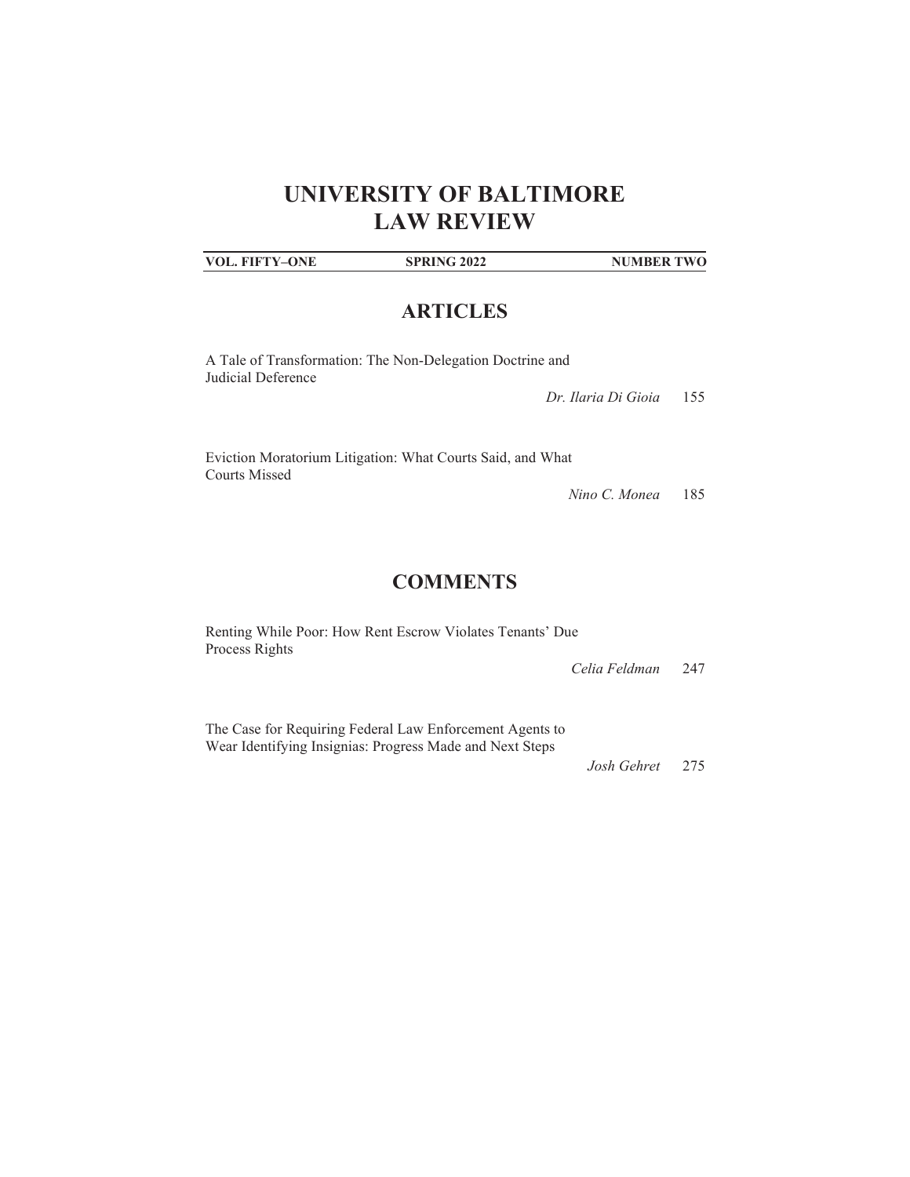# UNIVERSITY OF BALTIMORE LAW REVIEW

**VOL. FIFTY–ONE** **SPRING 2022** **NUMBER TWO**

## ARTICLES

A Tale of Transformation: The Non-Delegation Doctrine and Judicial Deference

*Dr. Ilaria Di Gioia* 155

Eviction Moratorium Litigation: What Courts Said, and What Courts Missed

*Nino C. Monea* 185

## COMMENTS

Renting While Poor: How Rent Escrow Violates Tenants' Due Process Rights

*Celia Feldman* 247

The Case for Requiring Federal Law Enforcement Agents to Wear Identifying Insignias: Progress Made and Next Steps

*Josh Gehret* 275